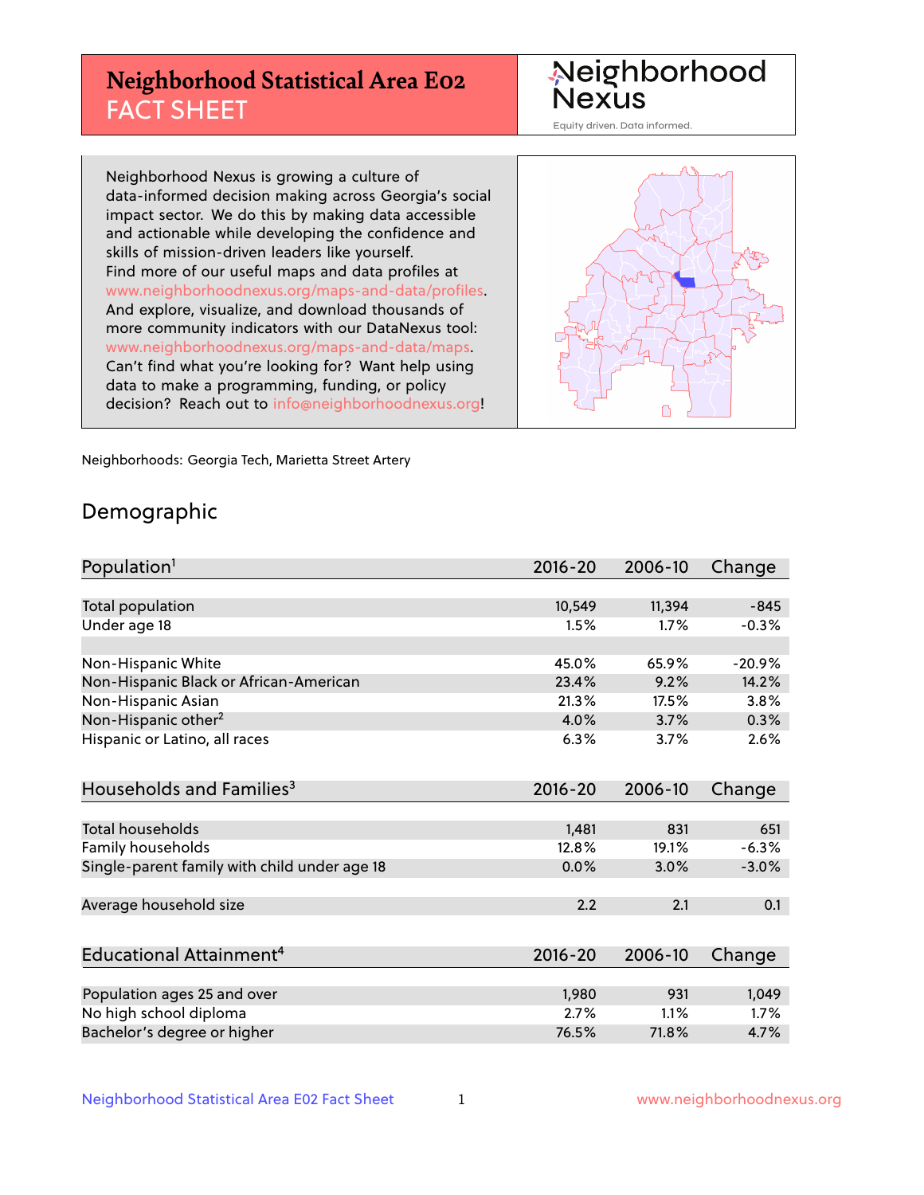# Neighborhood Statistical Area E02
## FACT SHEET

Neighborhood Nexus
Equity driven. Data informed.

Neighborhood Nexus is growing a culture of data-informed decision making across Georgia's social impact sector. We do this by making data accessible and actionable while developing the confidence and skills of mission-driven leaders like yourself. Find more of our useful maps and data profiles at www.neighborhoodnexus.org/maps-and-data/profiles. And explore, visualize, and download thousands of more community indicators with our DataNexus tool: www.neighborhoodnexus.org/maps-and-data/maps. Can't find what you're looking for? Want help using data to make a programming, funding, or policy decision? Reach out to info@neighborhoodnexus.org!

Neighborhoods: Georgia Tech, Marietta Street Artery

## Demographic

| Population[1] | 2016-20 | 2006-10 | Change |
|---|---|---|---|
| Total population | 10,549 | 11,394 | -845 |
| Under age 18 | 1.5% | 1.7% | -0.3% |
| | | | |
| Non-Hispanic White | 45.0% | 65.9% | -20.9% |
| Non-Hispanic Black or African-American | 23.4% | 9.2% | 14.2% |
| Non-Hispanic Asian | 21.3% | 17.5% | 3.8% |
| Non-Hispanic other[2] | 4.0% | 3.7% | 0.3% |
| Hispanic or Latino, all races | 6.3% | 3.7% | 2.6% |

| Households and Families[3] | 2016-20 | 2006-10 | Change |
|---|---|---|---|
| Total households | 1,481 | 831 | 651 |
| Family households | 12.8% | 19.1% | -6.3% |
| Single-parent family with child under age 18 | 0.0% | 3.0% | -3.0% |
| | | | |
| Average household size | 2.2 | 2.1 | 0.1 |

| Educational Attainment[4] | 2016-20 | 2006-10 | Change |
|---|---|---|---|
| Population ages 25 and over | 1,980 | 931 | 1,049 |
| No high school diploma | 2.7% | 1.1% | 1.7% |
| Bachelor's degree or higher | 76.5% | 71.8% | 4.7% |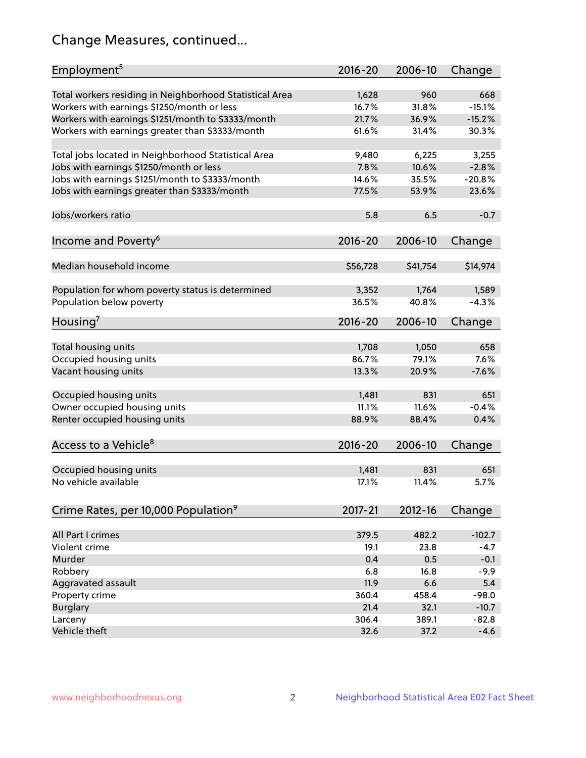# Change Measures, continued...

| Employment[5] | 2016-20 | 2006-10 | Change |
|---|---|---|---|
| Total workers residing in Neighborhood Statistical Area | 1,628 | 960 | 668 |
| Workers with earnings $1250/month or less | 16.7% | 31.8% | -15.1% |
| Workers with earnings $1251/month to $3333/month | 21.7% | 36.9% | -15.2% |
| Workers with earnings greater than $3333/month | 61.6% | 31.4% | 30.3% |
| | | | |
| Total jobs located in Neighborhood Statistical Area | 9,480 | 6,225 | 3,255 |
| Jobs with earnings $1250/month or less | 7.8% | 10.6% | -2.8% |
| Jobs with earnings $1251/month to $3333/month | 14.6% | 35.5% | -20.8% |
| Jobs with earnings greater than $3333/month | 77.5% | 53.9% | 23.6% |
| | | | |
| Jobs/workers ratio | 5.8 | 6.5 | -0.7 |

| Income and Poverty[6] | 2016-20 | 2006-10 | Change |
|---|---|---|---|
| Median household income | $56,728 | $41,754 | $14,974 |
| | | | |
| Population for whom poverty status is determined | 3,352 | 1,764 | 1,589 |
| Population below poverty | 36.5% | 40.8% | -4.3% |

| Housing[7] | 2016-20 | 2006-10 | Change |
|---|---|---|---|
| Total housing units | 1,708 | 1,050 | 658 |
| Occupied housing units | 86.7% | 79.1% | 7.6% |
| Vacant housing units | 13.3% | 20.9% | -7.6% |
| | | | |
| Occupied housing units | 1,481 | 831 | 651 |
| Owner occupied housing units | 11.1% | 11.6% | -0.4% |
| Renter occupied housing units | 88.9% | 88.4% | 0.4% |

| Access to a Vehicle[8] | 2016-20 | 2006-10 | Change |
|---|---|---|---|
| Occupied housing units | 1,481 | 831 | 651 |
| No vehicle available | 17.1% | 11.4% | 5.7% |

| Crime Rates, per 10,000 Population[9] | 2017-21 | 2012-16 | Change |
|---|---|---|---|
| All Part I crimes | 379.5 | 482.2 | -102.7 |
| Violent crime | 19.1 | 23.8 | -4.7 |
| Murder | 0.4 | 0.5 | -0.1 |
| Robbery | 6.8 | 16.8 | -9.9 |
| Aggravated assault | 11.9 | 6.6 | 5.4 |
| Property crime | 360.4 | 458.4 | -98.0 |
| Burglary | 21.4 | 32.1 | -10.7 |
| Larceny | 306.4 | 389.1 | -82.8 |
| Vehicle theft | 32.6 | 37.2 | -4.6 |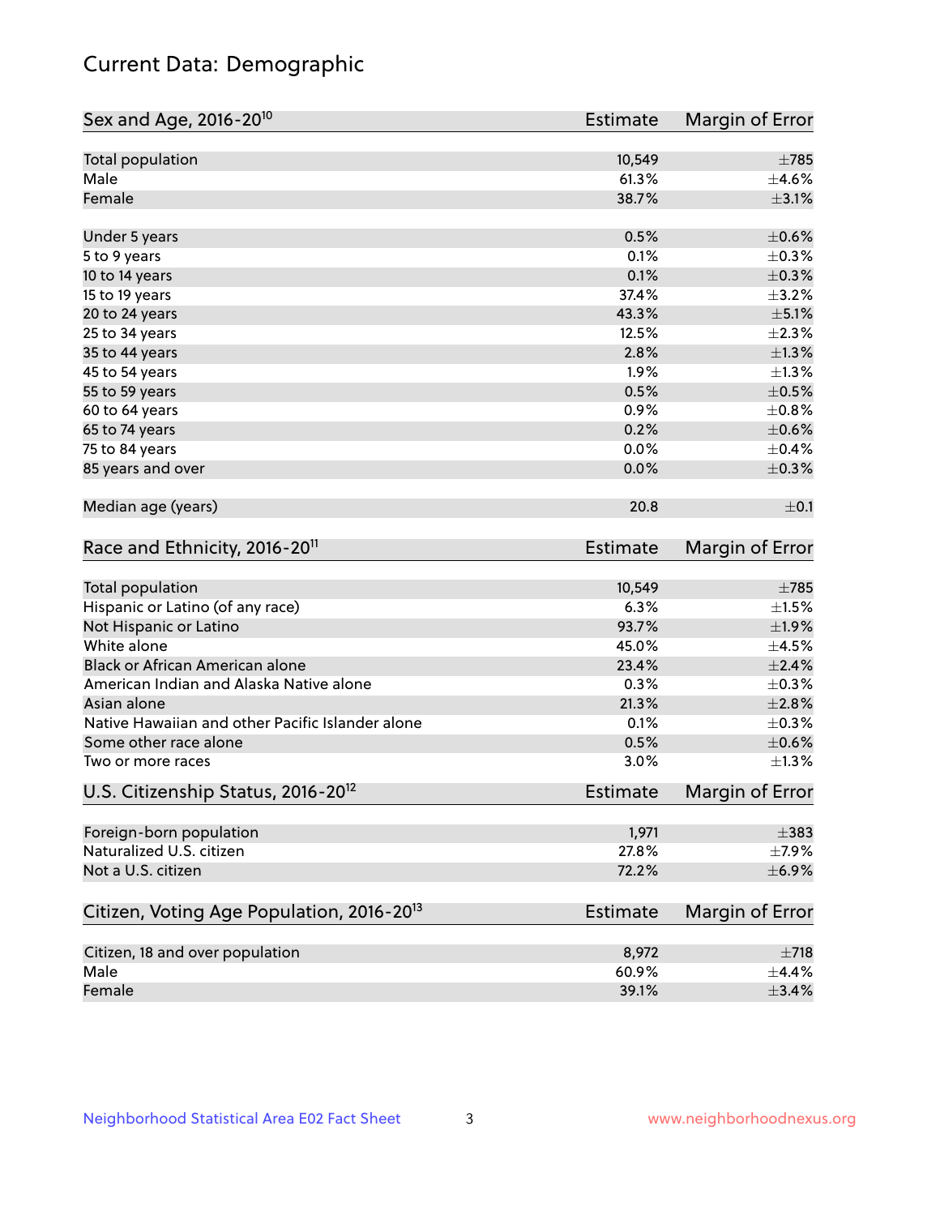# Current Data: Demographic

| Sex and Age, 2016-20[10] | Estimate | Margin of Error |
|---|---|---|
| Total population | 10,549 | ±785 |
| Male | 61.3% | ±4.6% |
| Female | 38.7% | ±3.1% |
| Under 5 years | 0.5% | ±0.6% |
| 5 to 9 years | 0.1% | ±0.3% |
| 10 to 14 years | 0.1% | ±0.3% |
| 15 to 19 years | 37.4% | ±3.2% |
| 20 to 24 years | 43.3% | ±5.1% |
| 25 to 34 years | 12.5% | ±2.3% |
| 35 to 44 years | 2.8% | ±1.3% |
| 45 to 54 years | 1.9% | ±1.3% |
| 55 to 59 years | 0.5% | ±0.5% |
| 60 to 64 years | 0.9% | ±0.8% |
| 65 to 74 years | 0.2% | ±0.6% |
| 75 to 84 years | 0.0% | ±0.4% |
| 85 years and over | 0.0% | ±0.3% |
| Median age (years) | 20.8 | ±0.1 |

| Race and Ethnicity, 2016-20[11] | Estimate | Margin of Error |
|---|---|---|
| Total population | 10,549 | ±785 |
| Hispanic or Latino (of any race) | 6.3% | ±1.5% |
| Not Hispanic or Latino | 93.7% | ±1.9% |
| White alone | 45.0% | ±4.5% |
| Black or African American alone | 23.4% | ±2.4% |
| American Indian and Alaska Native alone | 0.3% | ±0.3% |
| Asian alone | 21.3% | ±2.8% |
| Native Hawaiian and other Pacific Islander alone | 0.1% | ±0.3% |
| Some other race alone | 0.5% | ±0.6% |
| Two or more races | 3.0% | ±1.3% |

| U.S. Citizenship Status, 2016-20[12] | Estimate | Margin of Error |
|---|---|---|
| Foreign-born population | 1,971 | ±383 |
| Naturalized U.S. citizen | 27.8% | ±7.9% |
| Not a U.S. citizen | 72.2% | ±6.9% |

| Citizen, Voting Age Population, 2016-20[13] | Estimate | Margin of Error |
|---|---|---|
| Citizen, 18 and over population | 8,972 | ±718 |
| Male | 60.9% | ±4.4% |
| Female | 39.1% | ±3.4% |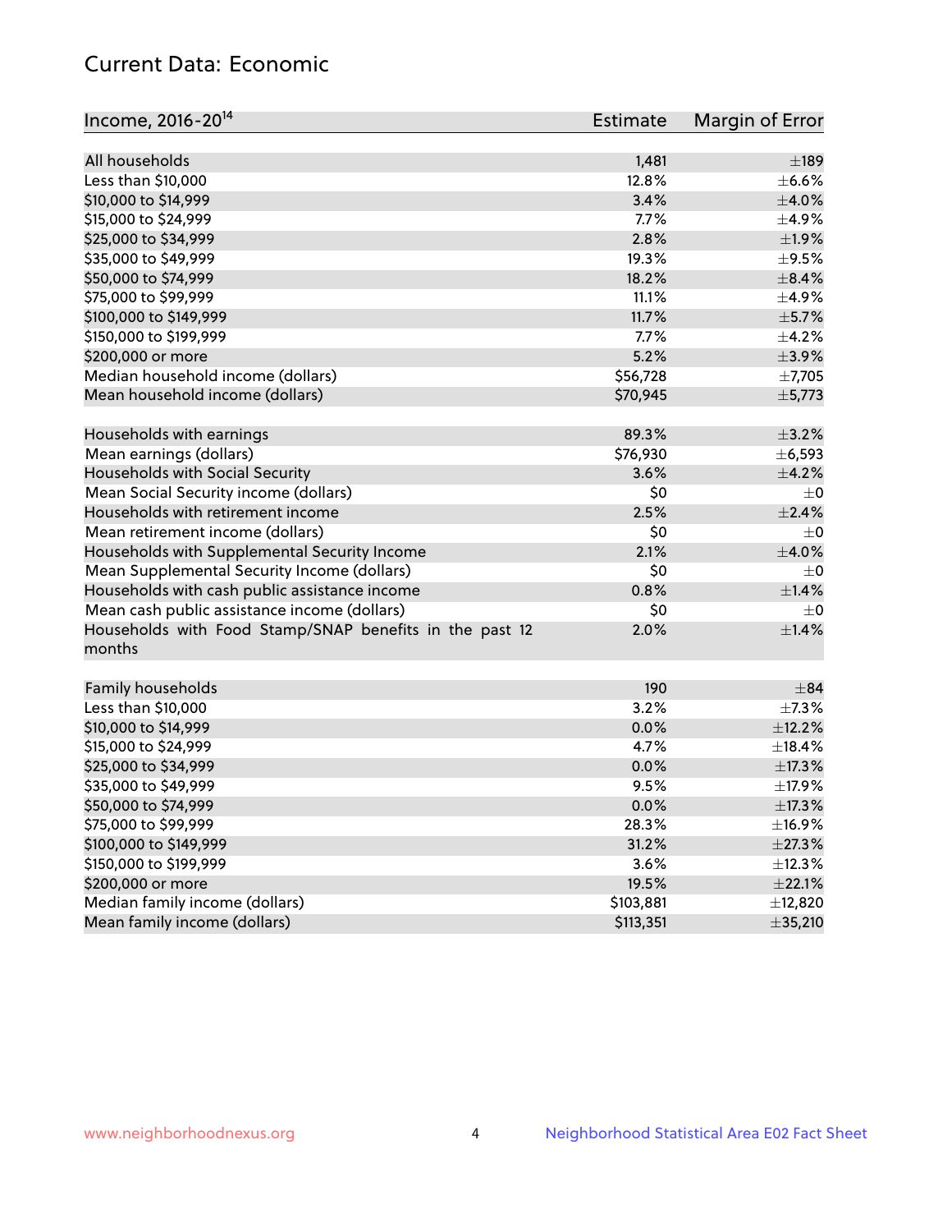## Current Data: Economic

| Income, 2016-20[14] | Estimate | Margin of Error |
|---|---|---|
| All households | 1,481 | ±189 |
| Less than $10,000 | 12.8% | ±6.6% |
| $10,000 to $14,999 | 3.4% | ±4.0% |
| $15,000 to $24,999 | 7.7% | ±4.9% |
| $25,000 to $34,999 | 2.8% | ±1.9% |
| $35,000 to $49,999 | 19.3% | ±9.5% |
| $50,000 to $74,999 | 18.2% | ±8.4% |
| $75,000 to $99,999 | 11.1% | ±4.9% |
| $100,000 to $149,999 | 11.7% | ±5.7% |
| $150,000 to $199,999 | 7.7% | ±4.2% |
| $200,000 or more | 5.2% | ±3.9% |
| Median household income (dollars) | $56,728 | ±7,705 |
| Mean household income (dollars) | $70,945 | ±5,773 |
| | | |
| Households with earnings | 89.3% | ±3.2% |
| Mean earnings (dollars) | $76,930 | ±6,593 |
| Households with Social Security | 3.6% | ±4.2% |
| Mean Social Security income (dollars) | $0 | ±0 |
| Households with retirement income | 2.5% | ±2.4% |
| Mean retirement income (dollars) | $0 | ±0 |
| Households with Supplemental Security Income | 2.1% | ±4.0% |
| Mean Supplemental Security Income (dollars) | $0 | ±0 |
| Households with cash public assistance income | 0.8% | ±1.4% |
| Mean cash public assistance income (dollars) | $0 | ±0 |
| Households with Food Stamp/SNAP benefits in the past 12 months | 2.0% | ±1.4% |
| | | |
| Family households | 190 | ±84 |
| Less than $10,000 | 3.2% | ±7.3% |
| $10,000 to $14,999 | 0.0% | ±12.2% |
| $15,000 to $24,999 | 4.7% | ±18.4% |
| $25,000 to $34,999 | 0.0% | ±17.3% |
| $35,000 to $49,999 | 9.5% | ±17.9% |
| $50,000 to $74,999 | 0.0% | ±17.3% |
| $75,000 to $99,999 | 28.3% | ±16.9% |
| $100,000 to $149,999 | 31.2% | ±27.3% |
| $150,000 to $199,999 | 3.6% | ±12.3% |
| $200,000 or more | 19.5% | ±22.1% |
| Median family income (dollars) | $103,881 | ±12,820 |
| Mean family income (dollars) | $113,351 | ±35,210 |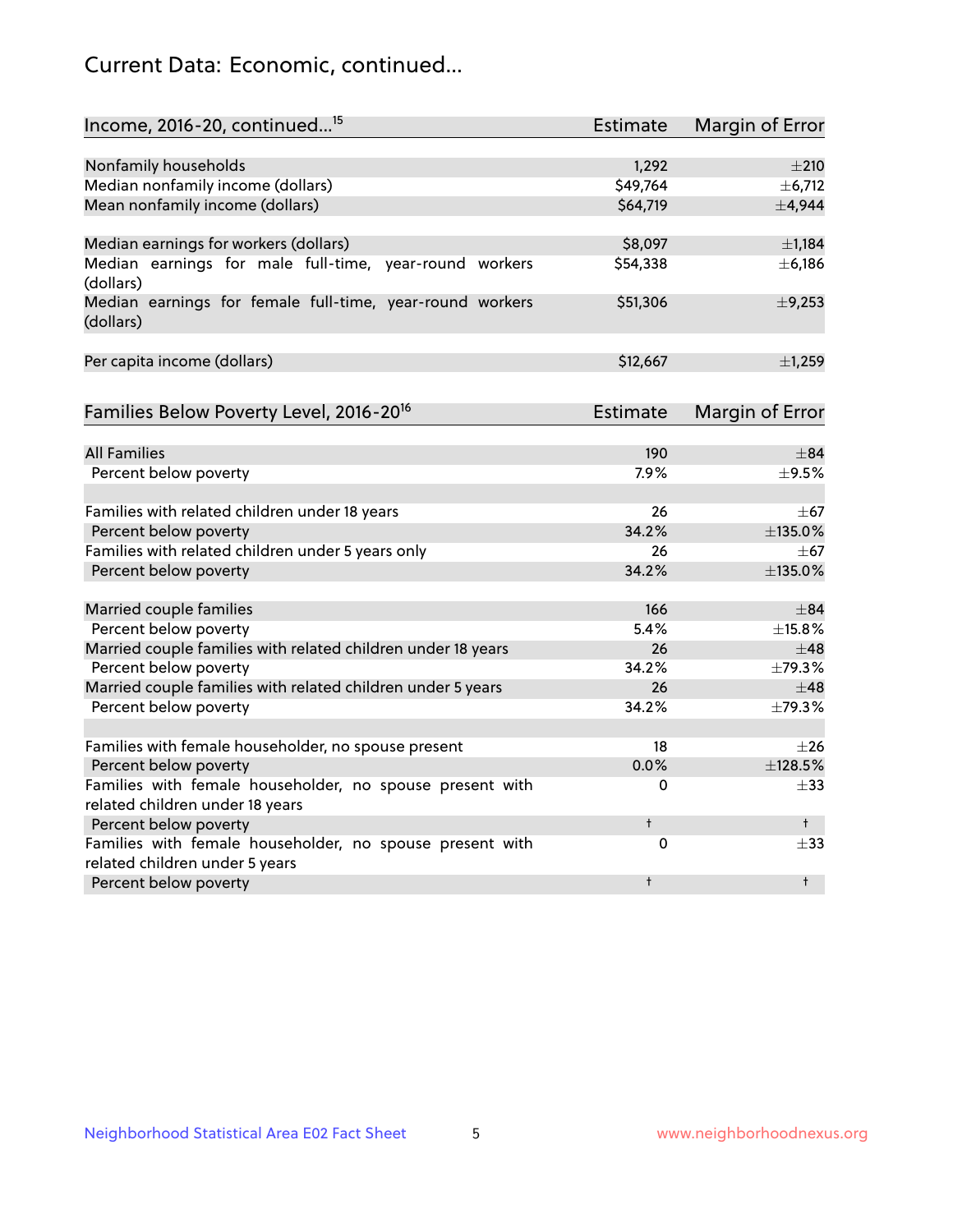## Current Data: Economic, continued...

| Income, 2016-20, continued...[15] | Estimate | Margin of Error |
|---|---|---|
| Nonfamily households | 1,292 | ±210 |
| Median nonfamily income (dollars) | $49,764 | ±6,712 |
| Mean nonfamily income (dollars) | $64,719 | ±4,944 |
| | | |
| Median earnings for workers (dollars) | $8,097 | ±1,184 |
| Median earnings for male full-time, year-round workers (dollars) | $54,338 | ±6,186 |
| Median earnings for female full-time, year-round workers (dollars) | $51,306 | ±9,253 |
| | | |
| Per capita income (dollars) | $12,667 | ±1,259 |

| Families Below Poverty Level, 2016-20[16] | Estimate | Margin of Error |
|---|---|---|
| All Families | 190 | ±84 |
| Percent below poverty | 7.9% | ±9.5% |
| | | |
| Families with related children under 18 years | 26 | ±67 |
| Percent below poverty | 34.2% | ±135.0% |
| Families with related children under 5 years only | 26 | ±67 |
| Percent below poverty | 34.2% | ±135.0% |
| | | |
| Married couple families | 166 | ±84 |
| Percent below poverty | 5.4% | ±15.8% |
| Married couple families with related children under 18 years | 26 | ±48 |
| Percent below poverty | 34.2% | ±79.3% |
| Married couple families with related children under 5 years | 26 | ±48 |
| Percent below poverty | 34.2% | ±79.3% |
| | | |
| Families with female householder, no spouse present | 18 | ±26 |
| Percent below poverty | 0.0% | ±128.5% |
| Families with female householder, no spouse present with related children under 18 years | 0 | ±33 |
| Percent below poverty | † | † |
| Families with female householder, no spouse present with related children under 5 years | 0 | ±33 |
| Percent below poverty | † | † |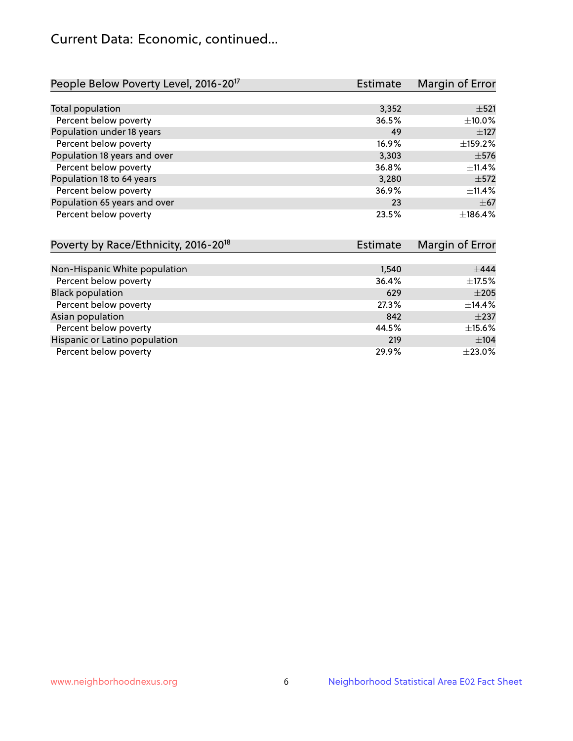# Current Data: Economic, continued...

| People Below Poverty Level, 2016-20[17] | Estimate | Margin of Error |
|---|---|---|
| Total population | 3,352 | ±521 |
| Percent below poverty | 36.5% | ±10.0% |
| Population under 18 years | 49 | ±127 |
| Percent below poverty | 16.9% | ±159.2% |
| Population 18 years and over | 3,303 | ±576 |
| Percent below poverty | 36.8% | ±11.4% |
| Population 18 to 64 years | 3,280 | ±572 |
| Percent below poverty | 36.9% | ±11.4% |
| Population 65 years and over | 23 | ±67 |
| Percent below poverty | 23.5% | ±186.4% |

| Poverty by Race/Ethnicity, 2016-20[18] | Estimate | Margin of Error |
|---|---|---|
| Non-Hispanic White population | 1,540 | ±444 |
| Percent below poverty | 36.4% | ±17.5% |
| Black population | 629 | ±205 |
| Percent below poverty | 27.3% | ±14.4% |
| Asian population | 842 | ±237 |
| Percent below poverty | 44.5% | ±15.6% |
| Hispanic or Latino population | 219 | ±104 |
| Percent below poverty | 29.9% | ±23.0% |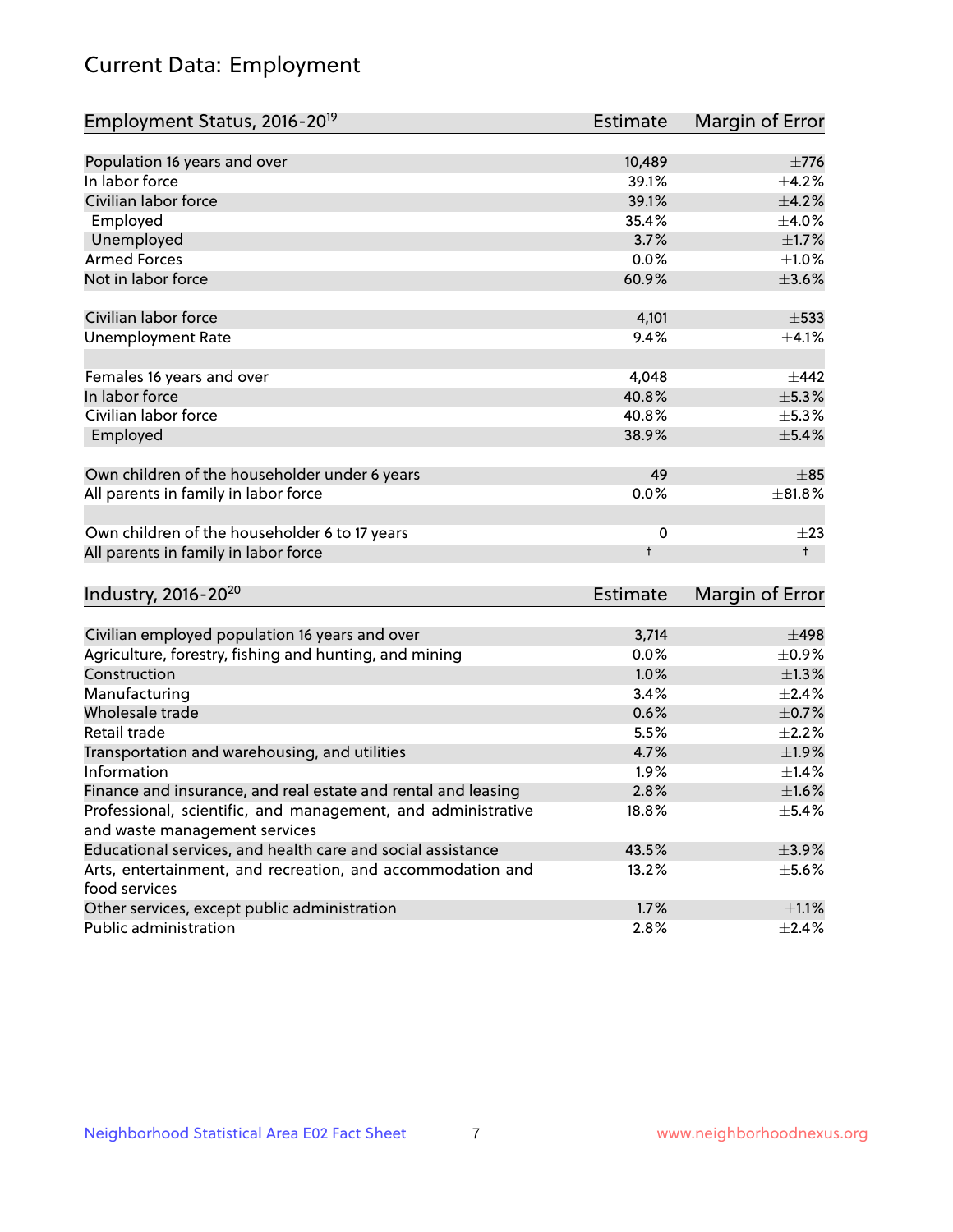# Current Data: Employment

| Employment Status, 2016-20[19] | Estimate | Margin of Error |
|---|---|---|
| Population 16 years and over | 10,489 | ±776 |
| In labor force | 39.1% | ±4.2% |
| Civilian labor force | 39.1% | ±4.2% |
| Employed | 35.4% | ±4.0% |
| Unemployed | 3.7% | ±1.7% |
| Armed Forces | 0.0% | ±1.0% |
| Not in labor force | 60.9% | ±3.6% |
| | | |
| Civilian labor force | 4,101 | ±533 |
| Unemployment Rate | 9.4% | ±4.1% |
| | | |
| Females 16 years and over | 4,048 | ±442 |
| In labor force | 40.8% | ±5.3% |
| Civilian labor force | 40.8% | ±5.3% |
| Employed | 38.9% | ±5.4% |
| | | |
| Own children of the householder under 6 years | 49 | ±85 |
| All parents in family in labor force | 0.0% | ±81.8% |
| | | |
| Own children of the householder 6 to 17 years | 0 | ±23 |
| All parents in family in labor force | † | † |

| Industry, 2016-20[20] | Estimate | Margin of Error |
|---|---|---|
| Civilian employed population 16 years and over | 3,714 | ±498 |
| Agriculture, forestry, fishing and hunting, and mining | 0.0% | ±0.9% |
| Construction | 1.0% | ±1.3% |
| Manufacturing | 3.4% | ±2.4% |
| Wholesale trade | 0.6% | ±0.7% |
| Retail trade | 5.5% | ±2.2% |
| Transportation and warehousing, and utilities | 4.7% | ±1.9% |
| Information | 1.9% | ±1.4% |
| Finance and insurance, and real estate and rental and leasing | 2.8% | ±1.6% |
| Professional, scientific, and management, and administrative and waste management services | 18.8% | ±5.4% |
| Educational services, and health care and social assistance | 43.5% | ±3.9% |
| Arts, entertainment, and recreation, and accommodation and food services | 13.2% | ±5.6% |
| Other services, except public administration | 1.7% | ±1.1% |
| Public administration | 2.8% | ±2.4% |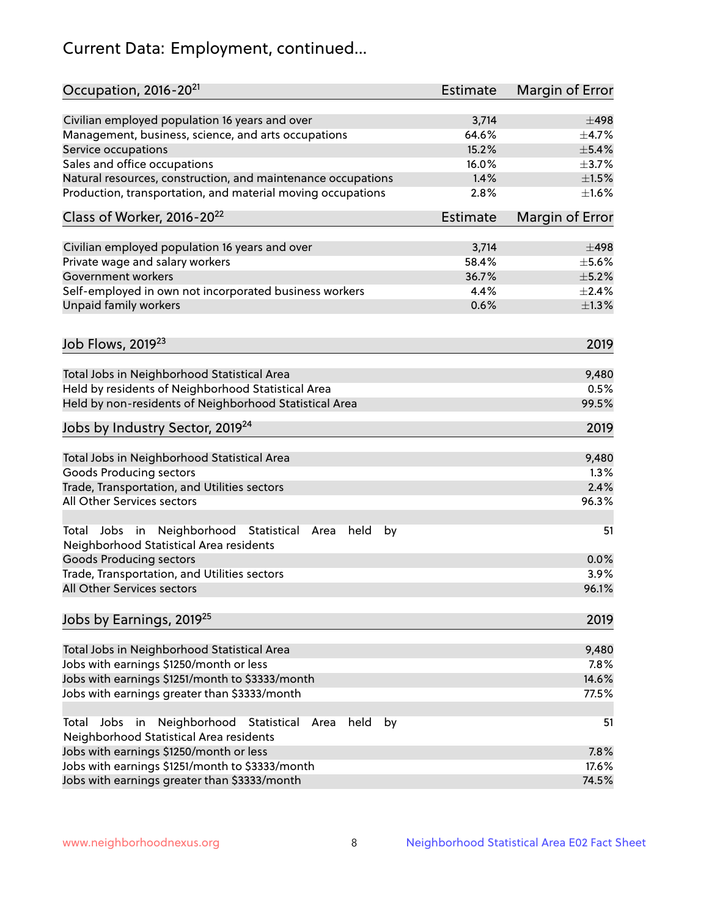# Current Data: Employment, continued...

| Occupation, 2016-20[21] | Estimate | Margin of Error |
|---|---|---|
| Civilian employed population 16 years and over | 3,714 | ±498 |
| Management, business, science, and arts occupations | 64.6% | ±4.7% |
| Service occupations | 15.2% | ±5.4% |
| Sales and office occupations | 16.0% | ±3.7% |
| Natural resources, construction, and maintenance occupations | 1.4% | ±1.5% |
| Production, transportation, and material moving occupations | 2.8% | ±1.6% |

| Class of Worker, 2016-20[22] | Estimate | Margin of Error |
|---|---|---|
| Civilian employed population 16 years and over | 3,714 | ±498 |
| Private wage and salary workers | 58.4% | ±5.6% |
| Government workers | 36.7% | ±5.2% |
| Self-employed in own not incorporated business workers | 4.4% | ±2.4% |
| Unpaid family workers | 0.6% | ±1.3% |

| Job Flows, 2019[23] | 2019 |
|---|---|
| Total Jobs in Neighborhood Statistical Area | 9,480 |
| Held by residents of Neighborhood Statistical Area | 0.5% |
| Held by non-residents of Neighborhood Statistical Area | 99.5% |

| Jobs by Industry Sector, 2019[24] | 2019 |
|---|---|
| Total Jobs in Neighborhood Statistical Area | 9,480 |
| Goods Producing sectors | 1.3% |
| Trade, Transportation, and Utilities sectors | 2.4% |
| All Other Services sectors | 96.3% |
| Total Jobs in Neighborhood Statistical Area held by Neighborhood Statistical Area residents | 51 |
| Goods Producing sectors | 0.0% |
| Trade, Transportation, and Utilities sectors | 3.9% |
| All Other Services sectors | 96.1% |

| Jobs by Earnings, 2019[25] | 2019 |
|---|---|
| Total Jobs in Neighborhood Statistical Area | 9,480 |
| Jobs with earnings $1250/month or less | 7.8% |
| Jobs with earnings $1251/month to $3333/month | 14.6% |
| Jobs with earnings greater than $3333/month | 77.5% |
| Total Jobs in Neighborhood Statistical Area held by Neighborhood Statistical Area residents | 51 |
| Jobs with earnings $1250/month or less | 7.8% |
| Jobs with earnings $1251/month to $3333/month | 17.6% |
| Jobs with earnings greater than $3333/month | 74.5% |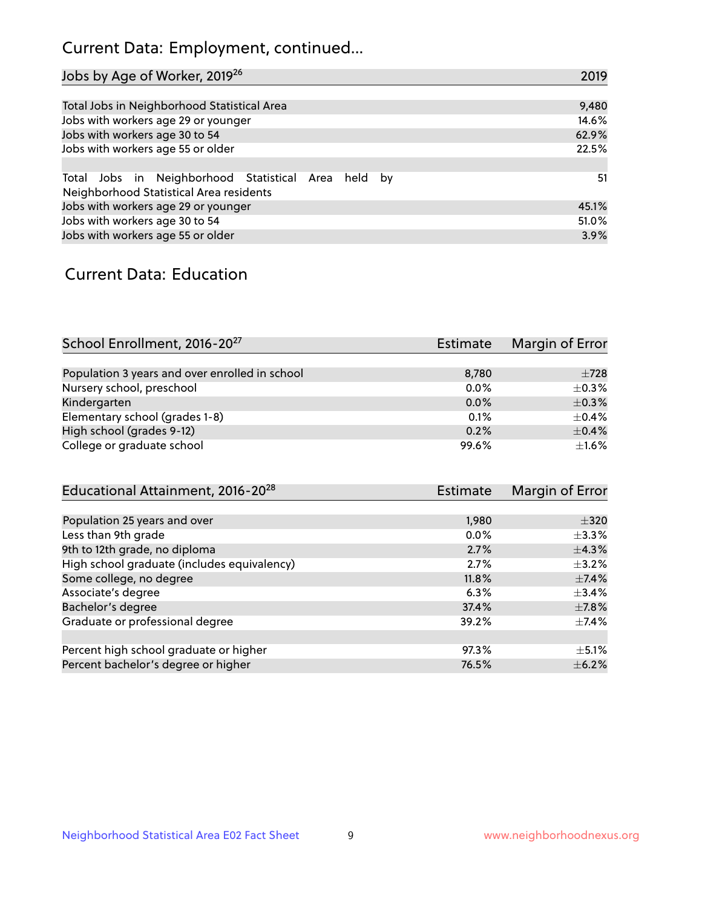## Current Data: Employment, continued...

| Jobs by Age of Worker, 2019[26] | 2019 |
| --- | --- |
| Total Jobs in Neighborhood Statistical Area | 9,480 |
| Jobs with workers age 29 or younger | 14.6% |
| Jobs with workers age 30 to 54 | 62.9% |
| Jobs with workers age 55 or older | 22.5% |
| | |
| Total Jobs in Neighborhood Statistical Area held by Neighborhood Statistical Area residents | 51 |
| Jobs with workers age 29 or younger | 45.1% |
| Jobs with workers age 30 to 54 | 51.0% |
| Jobs with workers age 55 or older | 3.9% |

## Current Data: Education

| School Enrollment, 2016-20[27] | Estimate | Margin of Error |
| --- | --- | --- |
| Population 3 years and over enrolled in school | 8,780 | ±728 |
| Nursery school, preschool | 0.0% | ±0.3% |
| Kindergarten | 0.0% | ±0.3% |
| Elementary school (grades 1-8) | 0.1% | ±0.4% |
| High school (grades 9-12) | 0.2% | ±0.4% |
| College or graduate school | 99.6% | ±1.6% |

| Educational Attainment, 2016-20[28] | Estimate | Margin of Error |
| --- | --- | --- |
| Population 25 years and over | 1,980 | ±320 |
| Less than 9th grade | 0.0% | ±3.3% |
| 9th to 12th grade, no diploma | 2.7% | ±4.3% |
| High school graduate (includes equivalency) | 2.7% | ±3.2% |
| Some college, no degree | 11.8% | ±7.4% |
| Associate's degree | 6.3% | ±3.4% |
| Bachelor's degree | 37.4% | ±7.8% |
| Graduate or professional degree | 39.2% | ±7.4% |
| | | |
| Percent high school graduate or higher | 97.3% | ±5.1% |
| Percent bachelor's degree or higher | 76.5% | ±6.2% |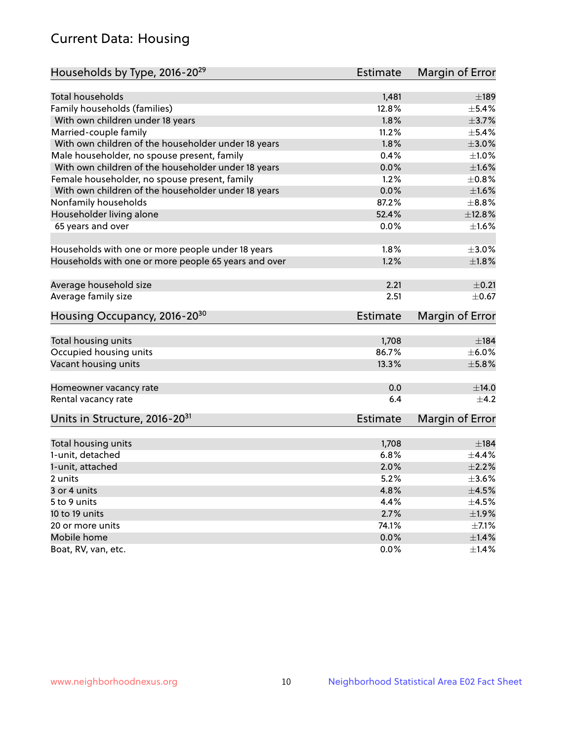## Current Data: Housing

| Households by Type, 2016-20[29] | Estimate | Margin of Error |
|---|---|---|
| Total households | 1,481 | ±189 |
| Family households (families) | 12.8% | ±5.4% |
| With own children under 18 years | 1.8% | ±3.7% |
| Married-couple family | 11.2% | ±5.4% |
| With own children of the householder under 18 years | 1.8% | ±3.0% |
| Male householder, no spouse present, family | 0.4% | ±1.0% |
| With own children of the householder under 18 years | 0.0% | ±1.6% |
| Female householder, no spouse present, family | 1.2% | ±0.8% |
| With own children of the householder under 18 years | 0.0% | ±1.6% |
| Nonfamily households | 87.2% | ±8.8% |
| Householder living alone | 52.4% | ±12.8% |
| 65 years and over | 0.0% | ±1.6% |
| Households with one or more people under 18 years | 1.8% | ±3.0% |
| Households with one or more people 65 years and over | 1.2% | ±1.8% |
| Average household size | 2.21 | ±0.21 |
| Average family size | 2.51 | ±0.67 |

| Housing Occupancy, 2016-20[30] | Estimate | Margin of Error |
|---|---|---|
| Total housing units | 1,708 | ±184 |
| Occupied housing units | 86.7% | ±6.0% |
| Vacant housing units | 13.3% | ±5.8% |
| Homeowner vacancy rate | 0.0 | ±14.0 |
| Rental vacancy rate | 6.4 | ±4.2 |

| Units in Structure, 2016-20[31] | Estimate | Margin of Error |
|---|---|---|
| Total housing units | 1,708 | ±184 |
| 1-unit, detached | 6.8% | ±4.4% |
| 1-unit, attached | 2.0% | ±2.2% |
| 2 units | 5.2% | ±3.6% |
| 3 or 4 units | 4.8% | ±4.5% |
| 5 to 9 units | 4.4% | ±4.5% |
| 10 to 19 units | 2.7% | ±1.9% |
| 20 or more units | 74.1% | ±7.1% |
| Mobile home | 0.0% | ±1.4% |
| Boat, RV, van, etc. | 0.0% | ±1.4% |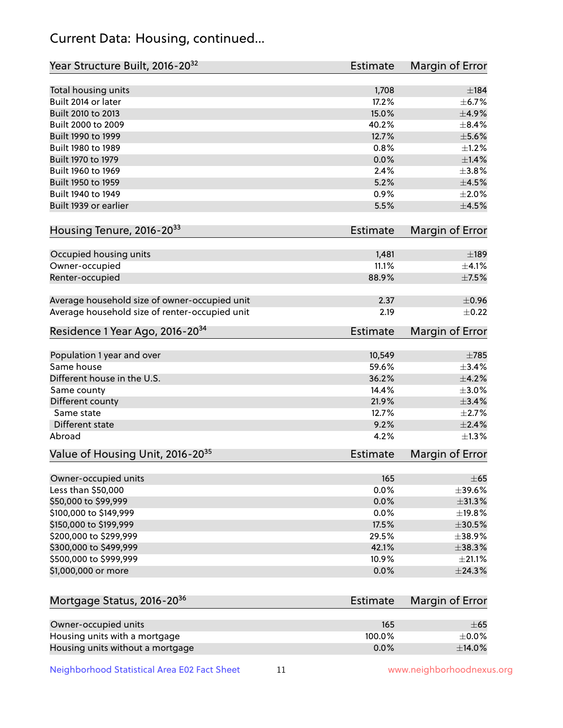## Current Data: Housing, continued...

| Year Structure Built, 2016-20[32] | Estimate | Margin of Error |
|---|---|---|
| Total housing units | 1,708 | ±184 |
| Built 2014 or later | 17.2% | ±6.7% |
| Built 2010 to 2013 | 15.0% | ±4.9% |
| Built 2000 to 2009 | 40.2% | ±8.4% |
| Built 1990 to 1999 | 12.7% | ±5.6% |
| Built 1980 to 1989 | 0.8% | ±1.2% |
| Built 1970 to 1979 | 0.0% | ±1.4% |
| Built 1960 to 1969 | 2.4% | ±3.8% |
| Built 1950 to 1959 | 5.2% | ±4.5% |
| Built 1940 to 1949 | 0.9% | ±2.0% |
| Built 1939 or earlier | 5.5% | ±4.5% |

| Housing Tenure, 2016-20[33] | Estimate | Margin of Error |
|---|---|---|
| Occupied housing units | 1,481 | ±189 |
| Owner-occupied | 11.1% | ±4.1% |
| Renter-occupied | 88.9% | ±7.5% |
| | | |
| Average household size of owner-occupied unit | 2.37 | ±0.96 |
| Average household size of renter-occupied unit | 2.19 | ±0.22 |

| Residence 1 Year Ago, 2016-20[34] | Estimate | Margin of Error |
|---|---|---|
| Population 1 year and over | 10,549 | ±785 |
| Same house | 59.6% | ±3.4% |
| Different house in the U.S. | 36.2% | ±4.2% |
| Same county | 14.4% | ±3.0% |
| Different county | 21.9% | ±3.4% |
| Same state | 12.7% | ±2.7% |
| Different state | 9.2% | ±2.4% |
| Abroad | 4.2% | ±1.3% |

| Value of Housing Unit, 2016-20[35] | Estimate | Margin of Error |
|---|---|---|
| Owner-occupied units | 165 | ±65 |
| Less than $50,000 | 0.0% | ±39.6% |
| $50,000 to $99,999 | 0.0% | ±31.3% |
| $100,000 to $149,999 | 0.0% | ±19.8% |
| $150,000 to $199,999 | 17.5% | ±30.5% |
| $200,000 to $299,999 | 29.5% | ±38.9% |
| $300,000 to $499,999 | 42.1% | ±38.3% |
| $500,000 to $999,999 | 10.9% | ±21.1% |
| $1,000,000 or more | 0.0% | ±24.3% |

| Mortgage Status, 2016-20[36] | Estimate | Margin of Error |
|---|---|---|
| Owner-occupied units | 165 | ±65 |
| Housing units with a mortgage | 100.0% | ±0.0% |
| Housing units without a mortgage | 0.0% | ±14.0% |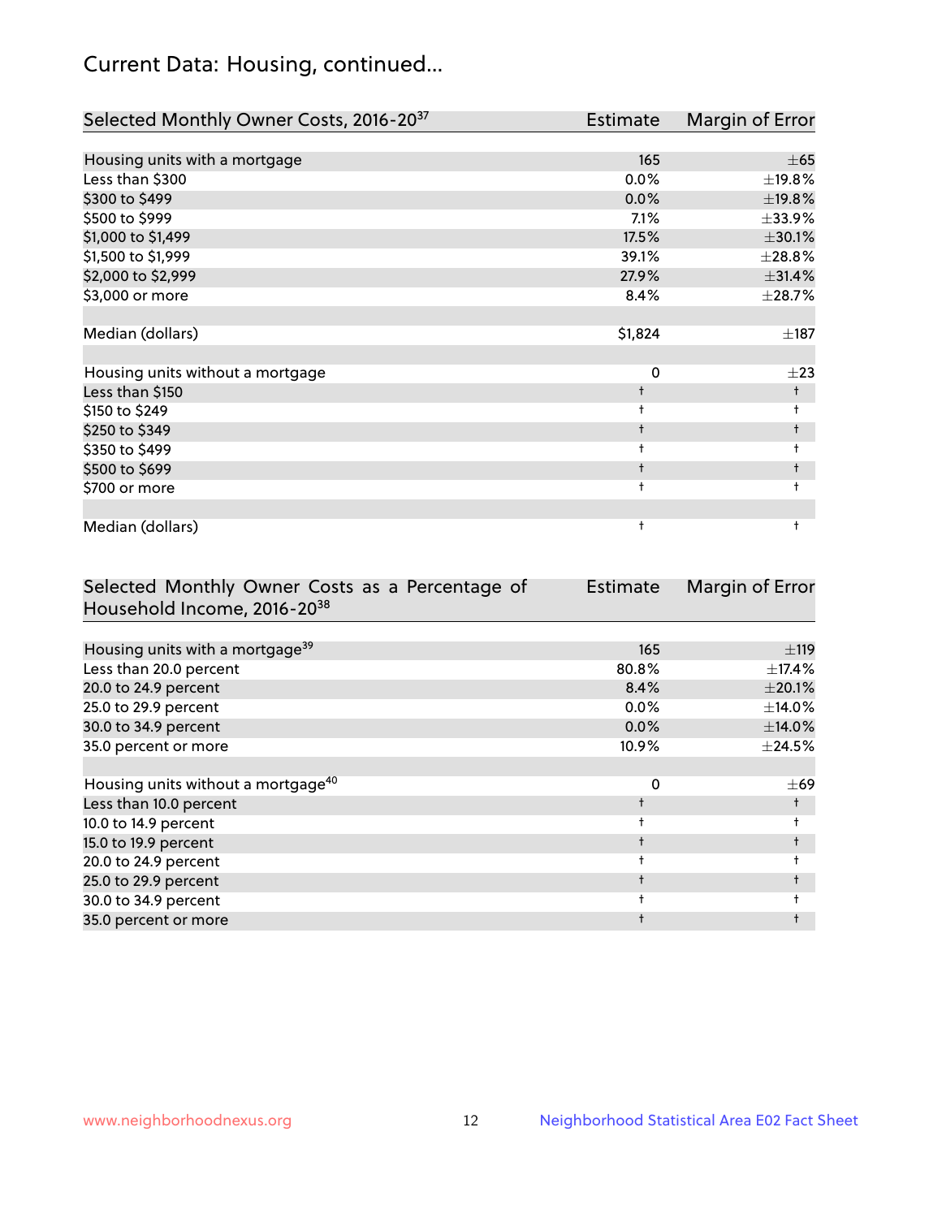## Current Data: Housing, continued...

| Selected Monthly Owner Costs, 2016-20[37] | Estimate | Margin of Error |
|---|---|---|
| Housing units with a mortgage | 165 | ±65 |
| Less than $300 | 0.0% | ±19.8% |
| $300 to $499 | 0.0% | ±19.8% |
| $500 to $999 | 7.1% | ±33.9% |
| $1,000 to $1,499 | 17.5% | ±30.1% |
| $1,500 to $1,999 | 39.1% | ±28.8% |
| $2,000 to $2,999 | 27.9% | ±31.4% |
| $3,000 or more | 8.4% | ±28.7% |
| | | |
| Median (dollars) | $1,824 | ±187 |
| | | |
| Housing units without a mortgage | 0 | ±23 |
| Less than $150 | † | † |
| $150 to $249 | † | † |
| $250 to $349 | † | † |
| $350 to $499 | † | † |
| $500 to $699 | † | † |
| $700 or more | † | † |
| | | |
| Median (dollars) | † | † |

| Selected Monthly Owner Costs as a Percentage of Household Income, 2016-20[38] | Estimate | Margin of Error |
|---|---|---|
| Housing units with a mortgage[39] | 165 | ±119 |
| Less than 20.0 percent | 80.8% | ±17.4% |
| 20.0 to 24.9 percent | 8.4% | ±20.1% |
| 25.0 to 29.9 percent | 0.0% | ±14.0% |
| 30.0 to 34.9 percent | 0.0% | ±14.0% |
| 35.0 percent or more | 10.9% | ±24.5% |
| | | |
| Housing units without a mortgage[40] | 0 | ±69 |
| Less than 10.0 percent | † | † |
| 10.0 to 14.9 percent | † | † |
| 15.0 to 19.9 percent | † | † |
| 20.0 to 24.9 percent | † | † |
| 25.0 to 29.9 percent | † | † |
| 30.0 to 34.9 percent | † | † |
| 35.0 percent or more | † | † |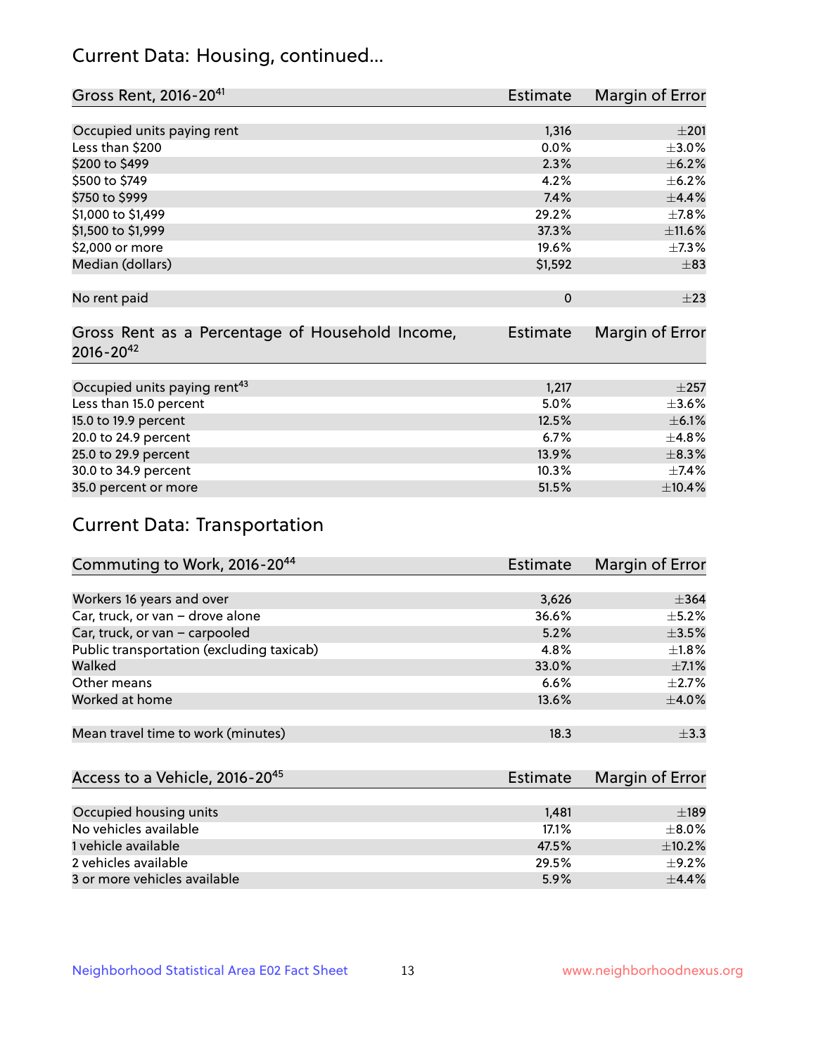## Current Data: Housing, continued...

| Gross Rent, 2016-20[41] | Estimate | Margin of Error |
|---|---|---|
| Occupied units paying rent | 1,316 | ±201 |
| Less than $200 | 0.0% | ±3.0% |
| $200 to $499 | 2.3% | ±6.2% |
| $500 to $749 | 4.2% | ±6.2% |
| $750 to $999 | 7.4% | ±4.4% |
| $1,000 to $1,499 | 29.2% | ±7.8% |
| $1,500 to $1,999 | 37.3% | ±11.6% |
| $2,000 or more | 19.6% | ±7.3% |
| Median (dollars) | $1,592 | ±83 |
| No rent paid | 0 | ±23 |

| Gross Rent as a Percentage of Household Income, 2016-20[42] | Estimate | Margin of Error |
|---|---|---|
| Occupied units paying rent[43] | 1,217 | ±257 |
| Less than 15.0 percent | 5.0% | ±3.6% |
| 15.0 to 19.9 percent | 12.5% | ±6.1% |
| 20.0 to 24.9 percent | 6.7% | ±4.8% |
| 25.0 to 29.9 percent | 13.9% | ±8.3% |
| 30.0 to 34.9 percent | 10.3% | ±7.4% |
| 35.0 percent or more | 51.5% | ±10.4% |

## Current Data: Transportation

| Commuting to Work, 2016-20[44] | Estimate | Margin of Error |
|---|---|---|
| Workers 16 years and over | 3,626 | ±364 |
| Car, truck, or van – drove alone | 36.6% | ±5.2% |
| Car, truck, or van – carpooled | 5.2% | ±3.5% |
| Public transportation (excluding taxicab) | 4.8% | ±1.8% |
| Walked | 33.0% | ±7.1% |
| Other means | 6.6% | ±2.7% |
| Worked at home | 13.6% | ±4.0% |
| Mean travel time to work (minutes) | 18.3 | ±3.3 |

| Access to a Vehicle, 2016-20[45] | Estimate | Margin of Error |
|---|---|---|
| Occupied housing units | 1,481 | ±189 |
| No vehicles available | 17.1% | ±8.0% |
| 1 vehicle available | 47.5% | ±10.2% |
| 2 vehicles available | 29.5% | ±9.2% |
| 3 or more vehicles available | 5.9% | ±4.4% |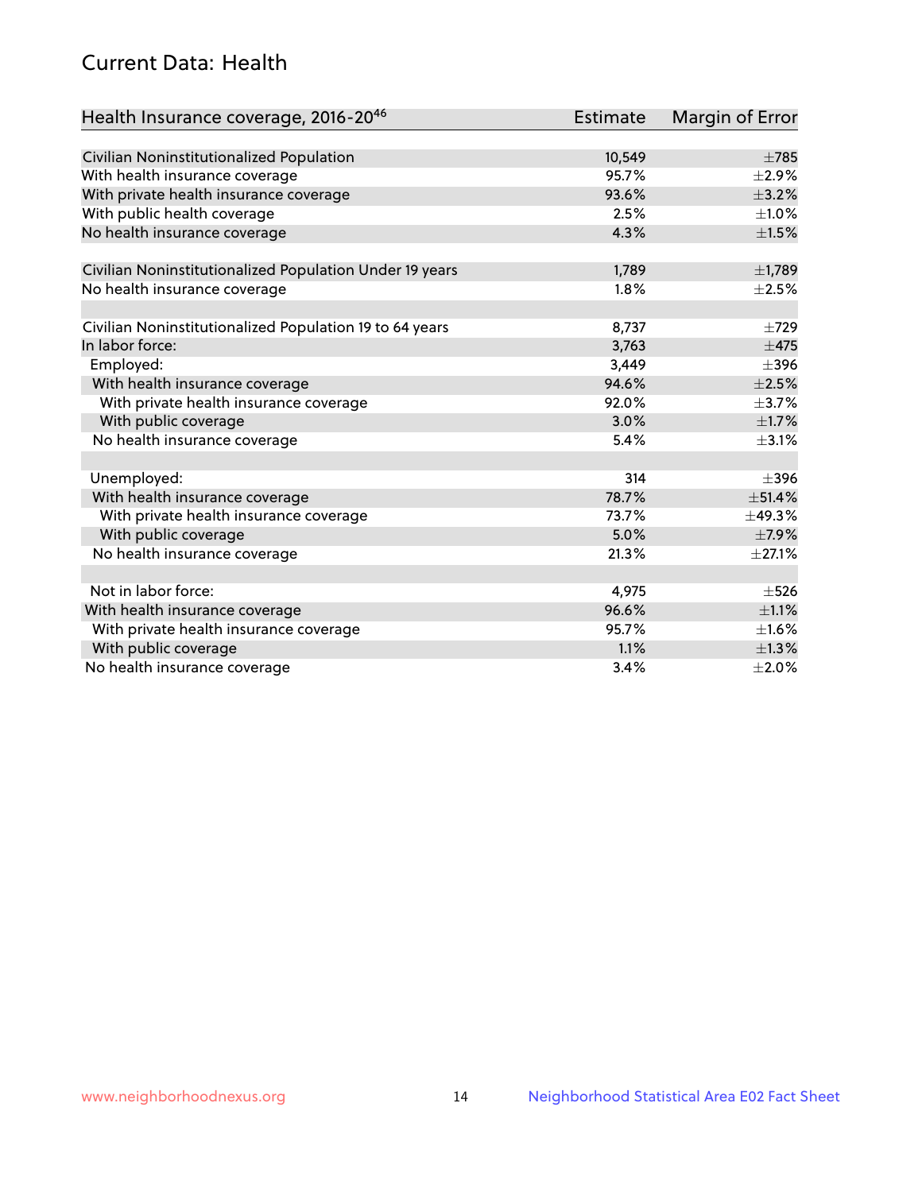## Current Data: Health

| Health Insurance coverage, 2016-20[46] | Estimate | Margin of Error |
|---|---|---|
| Civilian Noninstitutionalized Population | 10,549 | ±785 |
| With health insurance coverage | 95.7% | ±2.9% |
| With private health insurance coverage | 93.6% | ±3.2% |
| With public health coverage | 2.5% | ±1.0% |
| No health insurance coverage | 4.3% | ±1.5% |
| | | |
| Civilian Noninstitutionalized Population Under 19 years | 1,789 | ±1,789 |
| No health insurance coverage | 1.8% | ±2.5% |
| | | |
| Civilian Noninstitutionalized Population 19 to 64 years | 8,737 | ±729 |
| In labor force: | 3,763 | ±475 |
| Employed: | 3,449 | ±396 |
| With health insurance coverage | 94.6% | ±2.5% |
| With private health insurance coverage | 92.0% | ±3.7% |
| With public coverage | 3.0% | ±1.7% |
| No health insurance coverage | 5.4% | ±3.1% |
| | | |
| Unemployed: | 314 | ±396 |
| With health insurance coverage | 78.7% | ±51.4% |
| With private health insurance coverage | 73.7% | ±49.3% |
| With public coverage | 5.0% | ±7.9% |
| No health insurance coverage | 21.3% | ±27.1% |
| | | |
| Not in labor force: | 4,975 | ±526 |
| With health insurance coverage | 96.6% | ±1.1% |
| With private health insurance coverage | 95.7% | ±1.6% |
| With public coverage | 1.1% | ±1.3% |
| No health insurance coverage | 3.4% | ±2.0% |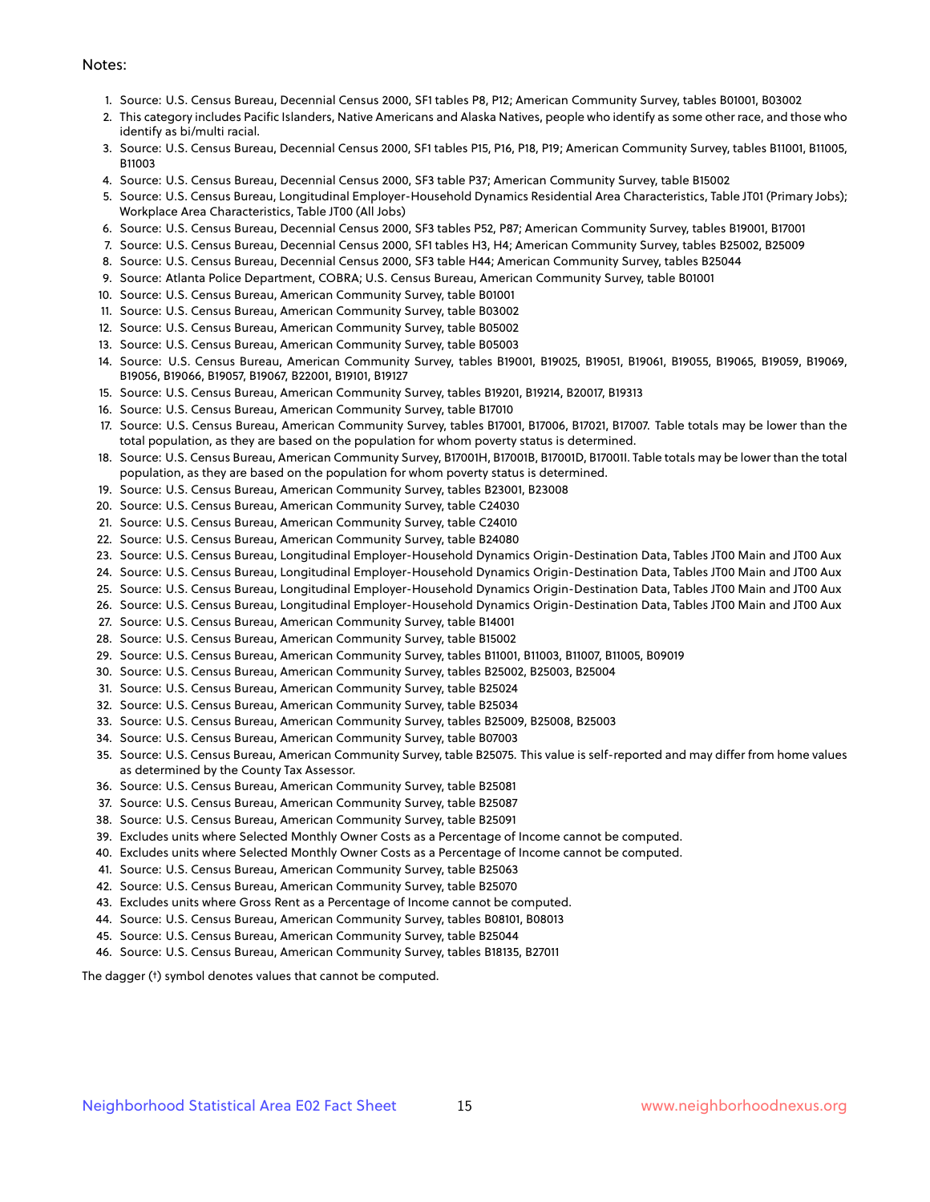Notes:

1. Source: U.S. Census Bureau, Decennial Census 2000, SF1 tables P8, P12; American Community Survey, tables B01001, B03002
2. This category includes Pacific Islanders, Native Americans and Alaska Natives, people who identify as some other race, and those who identify as bi/multi racial.
3. Source: U.S. Census Bureau, Decennial Census 2000, SF1 tables P15, P16, P18, P19; American Community Survey, tables B11001, B11005, B11003
4. Source: U.S. Census Bureau, Decennial Census 2000, SF3 table P37; American Community Survey, table B15002
5. Source: U.S. Census Bureau, Longitudinal Employer-Household Dynamics Residential Area Characteristics, Table JT01 (Primary Jobs); Workplace Area Characteristics, Table JT00 (All Jobs)
6. Source: U.S. Census Bureau, Decennial Census 2000, SF3 tables P52, P87; American Community Survey, tables B19001, B17001
7. Source: U.S. Census Bureau, Decennial Census 2000, SF1 tables H3, H4; American Community Survey, tables B25002, B25009
8. Source: U.S. Census Bureau, Decennial Census 2000, SF3 table H44; American Community Survey, tables B25044
9. Source: Atlanta Police Department, COBRA; U.S. Census Bureau, American Community Survey, table B01001
10. Source: U.S. Census Bureau, American Community Survey, table B01001
11. Source: U.S. Census Bureau, American Community Survey, table B03002
12. Source: U.S. Census Bureau, American Community Survey, table B05002
13. Source: U.S. Census Bureau, American Community Survey, table B05003
14. Source: U.S. Census Bureau, American Community Survey, tables B19001, B19025, B19051, B19061, B19055, B19065, B19059, B19069, B19056, B19066, B19057, B19067, B22001, B19101, B19127
15. Source: U.S. Census Bureau, American Community Survey, tables B19201, B19214, B20017, B19313
16. Source: U.S. Census Bureau, American Community Survey, table B17010
17. Source: U.S. Census Bureau, American Community Survey, tables B17001, B17006, B17021, B17007. Table totals may be lower than the total population, as they are based on the population for whom poverty status is determined.
18. Source: U.S. Census Bureau, American Community Survey, B17001H, B17001B, B17001D, B17001I. Table totals may be lower than the total population, as they are based on the population for whom poverty status is determined.
19. Source: U.S. Census Bureau, American Community Survey, tables B23001, B23008
20. Source: U.S. Census Bureau, American Community Survey, table C24030
21. Source: U.S. Census Bureau, American Community Survey, table C24010
22. Source: U.S. Census Bureau, American Community Survey, table B24080
23. Source: U.S. Census Bureau, Longitudinal Employer-Household Dynamics Origin-Destination Data, Tables JT00 Main and JT00 Aux
24. Source: U.S. Census Bureau, Longitudinal Employer-Household Dynamics Origin-Destination Data, Tables JT00 Main and JT00 Aux
25. Source: U.S. Census Bureau, Longitudinal Employer-Household Dynamics Origin-Destination Data, Tables JT00 Main and JT00 Aux
26. Source: U.S. Census Bureau, Longitudinal Employer-Household Dynamics Origin-Destination Data, Tables JT00 Main and JT00 Aux
27. Source: U.S. Census Bureau, American Community Survey, table B14001
28. Source: U.S. Census Bureau, American Community Survey, table B15002
29. Source: U.S. Census Bureau, American Community Survey, tables B11001, B11003, B11007, B11005, B09019
30. Source: U.S. Census Bureau, American Community Survey, tables B25002, B25003, B25004
31. Source: U.S. Census Bureau, American Community Survey, table B25024
32. Source: U.S. Census Bureau, American Community Survey, table B25034
33. Source: U.S. Census Bureau, American Community Survey, tables B25009, B25008, B25003
34. Source: U.S. Census Bureau, American Community Survey, table B07003
35. Source: U.S. Census Bureau, American Community Survey, table B25075. This value is self-reported and may differ from home values as determined by the County Tax Assessor.
36. Source: U.S. Census Bureau, American Community Survey, table B25081
37. Source: U.S. Census Bureau, American Community Survey, table B25087
38. Source: U.S. Census Bureau, American Community Survey, table B25091
39. Excludes units where Selected Monthly Owner Costs as a Percentage of Income cannot be computed.
40. Excludes units where Selected Monthly Owner Costs as a Percentage of Income cannot be computed.
41. Source: U.S. Census Bureau, American Community Survey, table B25063
42. Source: U.S. Census Bureau, American Community Survey, table B25070
43. Excludes units where Gross Rent as a Percentage of Income cannot be computed.
44. Source: U.S. Census Bureau, American Community Survey, tables B08101, B08013
45. Source: U.S. Census Bureau, American Community Survey, table B25044
46. Source: U.S. Census Bureau, American Community Survey, tables B18135, B27011

The dagger (†) symbol denotes values that cannot be computed.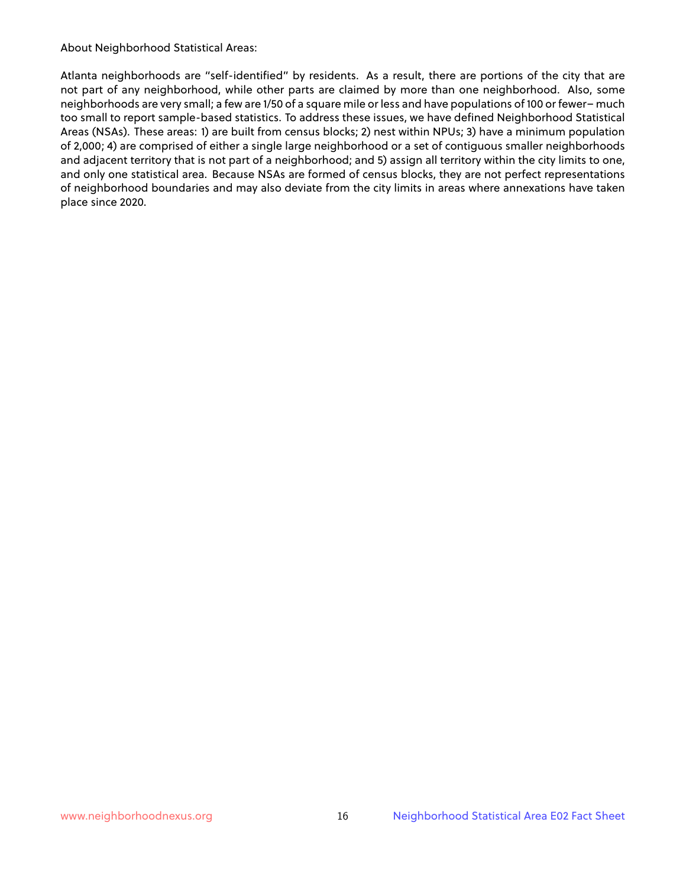About Neighborhood Statistical Areas:

Atlanta neighborhoods are "self-identified" by residents. As a result, there are portions of the city that are not part of any neighborhood, while other parts are claimed by more than one neighborhood. Also, some neighborhoods are very small; a few are 1/50 of a square mile or less and have populations of 100 or fewer– much too small to report sample-based statistics. To address these issues, we have defined Neighborhood Statistical Areas (NSAs). These areas: 1) are built from census blocks; 2) nest within NPUs; 3) have a minimum population of 2,000; 4) are comprised of either a single large neighborhood or a set of contiguous smaller neighborhoods and adjacent territory that is not part of a neighborhood; and 5) assign all territory within the city limits to one, and only one statistical area. Because NSAs are formed of census blocks, they are not perfect representations of neighborhood boundaries and may also deviate from the city limits in areas where annexations have taken place since 2020.